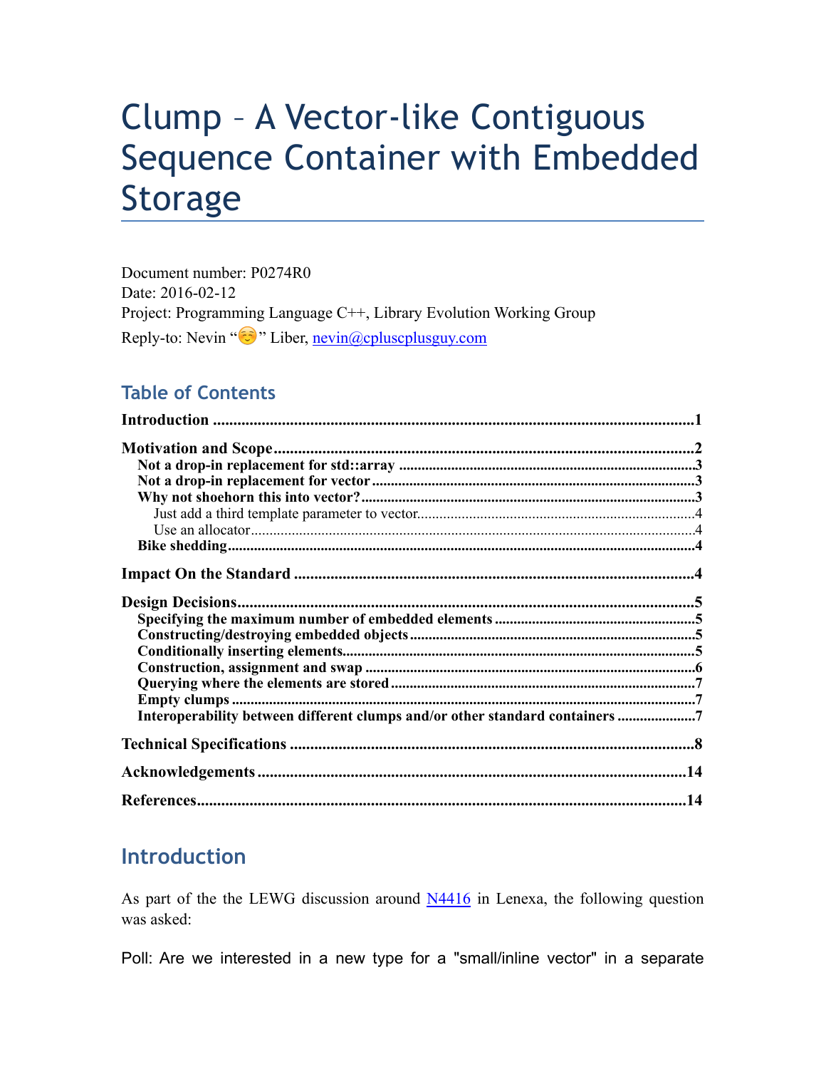# Clump – A Vector-like Contiguous Sequence Container with Embedded Storage

Document number: P0274R0
Date: 2016-02-12
Project: Programming Language C++, Library Evolution Working Group
Reply-to: Nevin "☺" Liber, nevin@cpluscplusguy.com

## Table of Contents

**Introduction** ....................................................................................................1

**Motivation and Scope**........................................................................................2
- **Not a drop-in replacement for std::array** ..................................................3
- **Not a drop-in replacement for vector**.........................................................3
- **Why not shoehorn this into vector?**.............................................................3
  - Just add a third template parameter to vector..............................................4
  - Use an allocator.........................................................................................4
- **Bike shedding**...............................................................................................4

**Impact On the Standard** ....................................................................................4

**Design Decisions**..................................................................................................5
- **Specifying the maximum number of embedded elements** ...........................5
- **Constructing/destroying embedded objects** ..................................................5
- **Conditionally inserting elements**...................................................................5
- **Construction, assignment and swap** ............................................................6
- **Querying where the elements are stored** ......................................................7
- **Empty clumps** ..............................................................................................7
- **Interoperability between different clumps and/or other standard containers** .....................7

**Technical Specifications** ....................................................................................8

**Acknowledgements** ...........................................................................................14

**References**..........................................................................................................14

## Introduction

As part of the the LEWG discussion around N4416 in Lenexa, the following question was asked:

Poll: Are we interested in a new type for a "small/inline vector" in a separate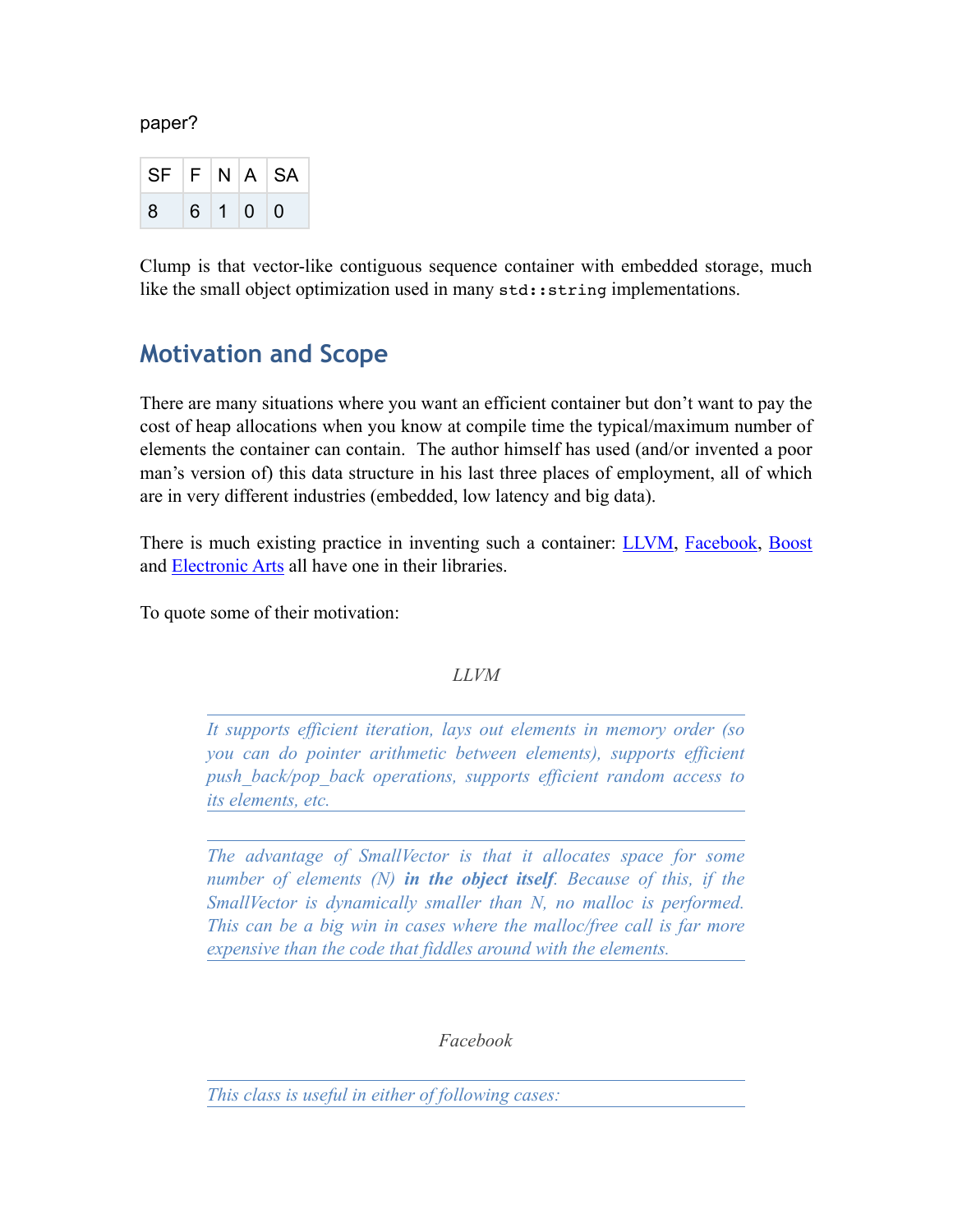paper?

| SF | F | N | A | SA |
|---|---|---|---|---|
| 8 | 6 | 1 | 0 | 0 |

Clump is that vector-like contiguous sequence container with embedded storage, much like the small object optimization used in many `std::string` implementations.

## Motivation and Scope

There are many situations where you want an efficient container but don't want to pay the cost of heap allocations when you know at compile time the typical/maximum number of elements the container can contain. The author himself has used (and/or invented a poor man's version of) this data structure in his last three places of employment, all of which are in very different industries (embedded, low latency and big data).

There is much existing practice in inventing such a container: LLVM, Facebook, Boost and Electronic Arts all have one in their libraries.

To quote some of their motivation:

*LLVM*

> *It supports efficient iteration, lays out elements in memory order (so you can do pointer arithmetic between elements), supports efficient push_back/pop_back operations, supports efficient random access to its elements, etc.*

> *The advantage of SmallVector is that it allocates space for some number of elements (N)* ***in the object itself****. Because of this, if the SmallVector is dynamically smaller than N, no malloc is performed. This can be a big win in cases where the malloc/free call is far more expensive than the code that fiddles around with the elements.*

*Facebook*

> *This class is useful in either of following cases:*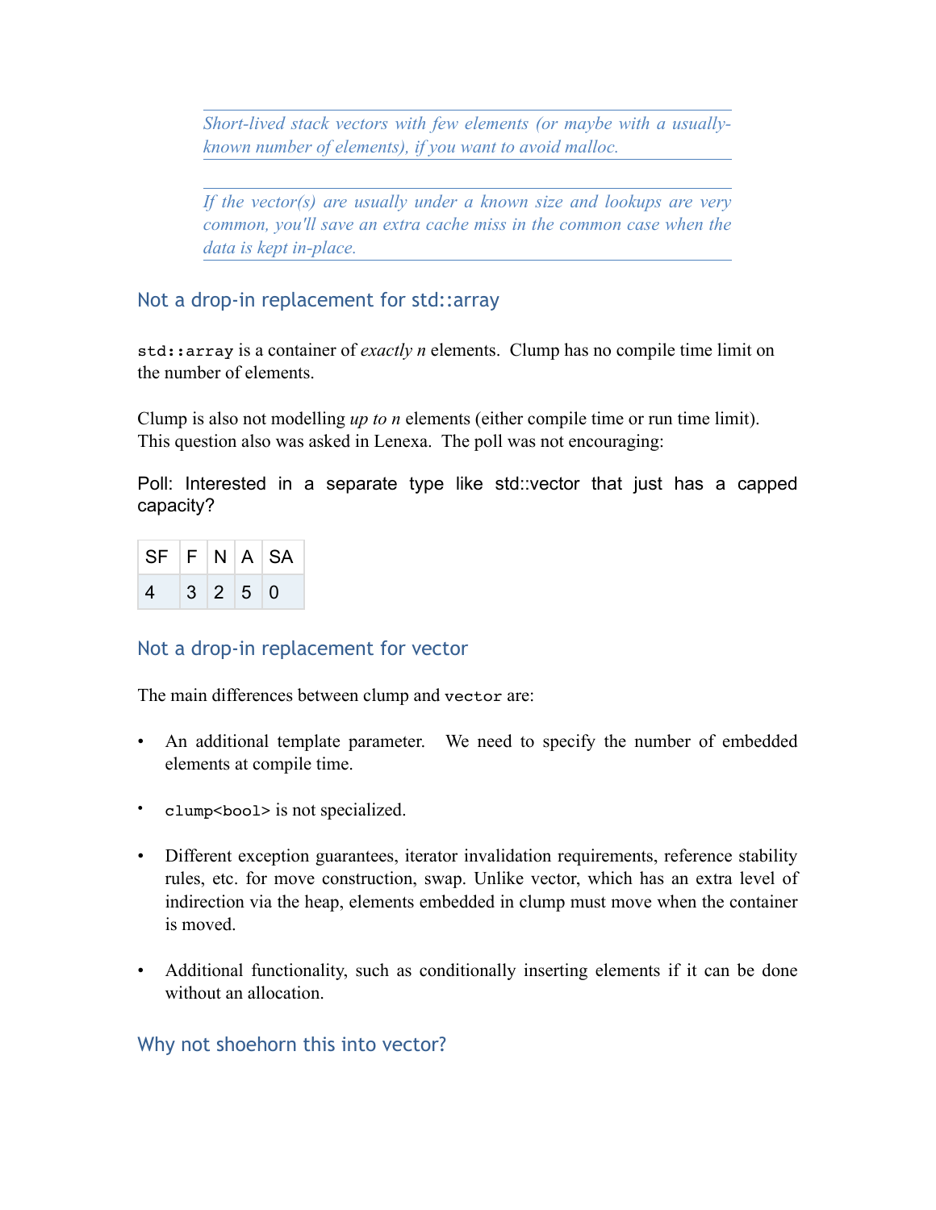> *Short-lived stack vectors with few elements (or maybe with a usually-known number of elements), if you want to avoid malloc.*

> *If the vector(s) are usually under a known size and lookups are very common, you'll save an extra cache miss in the common case when the data is kept in-place.*

### Not a drop-in replacement for std::array

`std::array` is a container of *exactly n* elements. Clump has no compile time limit on the number of elements.

Clump is also not modelling *up to n* elements (either compile time or run time limit). This question also was asked in Lenexa. The poll was not encouraging:

Poll: Interested in a separate type like std::vector that just has a capped capacity?

| SF | F | N | A | SA |
|---|---|---|---|---|
| 4 | 3 | 2 | 5 | 0 |

### Not a drop-in replacement for vector

The main differences between clump and `vector` are:

- An additional template parameter. We need to specify the number of embedded elements at compile time.
- `clump<bool>` is not specialized.
- Different exception guarantees, iterator invalidation requirements, reference stability rules, etc. for move construction, swap. Unlike vector, which has an extra level of indirection via the heap, elements embedded in clump must move when the container is moved.
- Additional functionality, such as conditionally inserting elements if it can be done without an allocation.

### Why not shoehorn this into vector?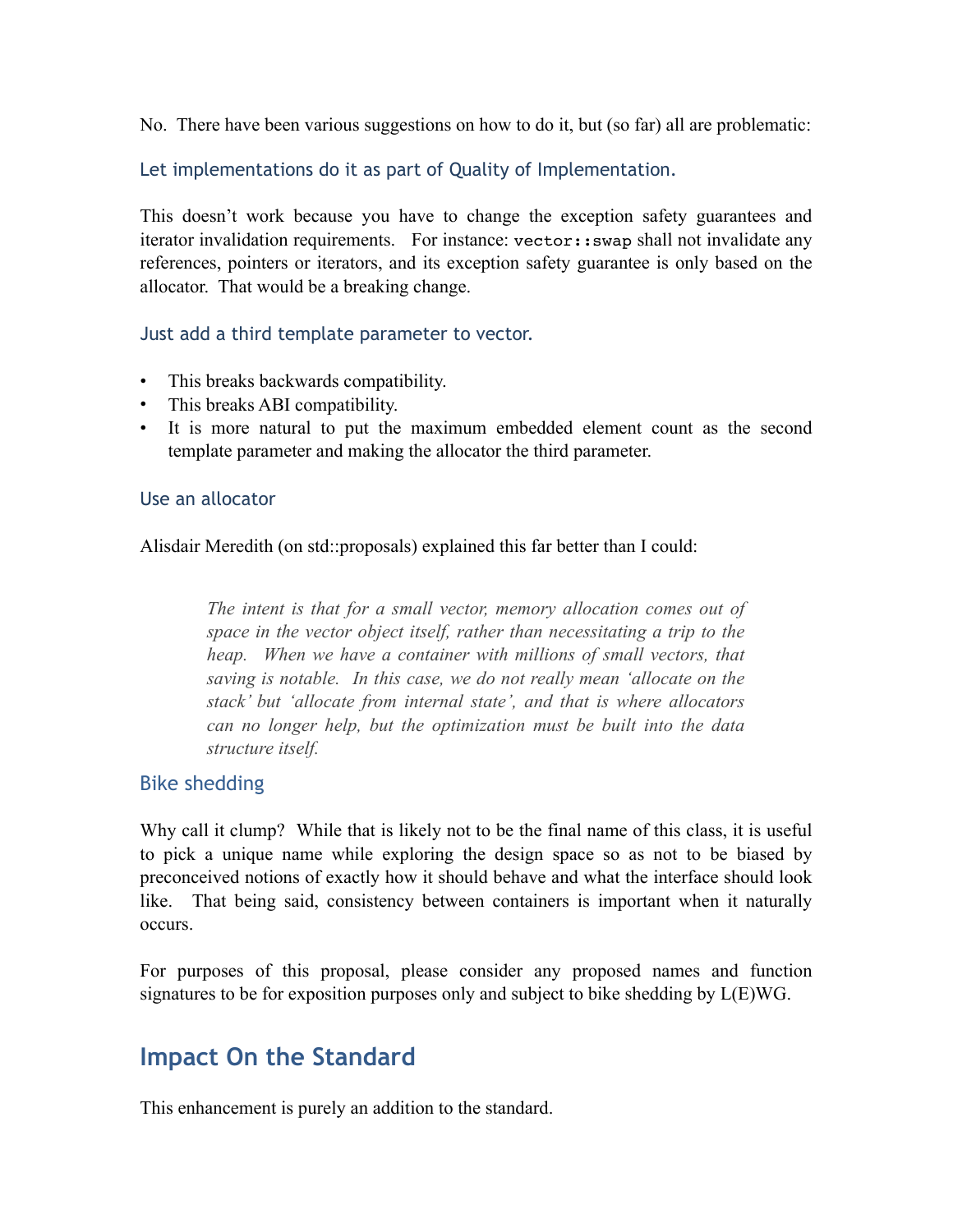No. There have been various suggestions on how to do it, but (so far) all are problematic:

### Let implementations do it as part of Quality of Implementation.

This doesn't work because you have to change the exception safety guarantees and iterator invalidation requirements. For instance: `vector::swap` shall not invalidate any references, pointers or iterators, and its exception safety guarantee is only based on the allocator. That would be a breaking change.

### Just add a third template parameter to vector.

- This breaks backwards compatibility.
- This breaks ABI compatibility.
- It is more natural to put the maximum embedded element count as the second template parameter and making the allocator the third parameter.

### Use an allocator

Alisdair Meredith (on std::proposals) explained this far better than I could:

> *The intent is that for a small vector, memory allocation comes out of space in the vector object itself, rather than necessitating a trip to the heap. When we have a container with millions of small vectors, that saving is notable. In this case, we do not really mean 'allocate on the stack' but 'allocate from internal state', and that is where allocators can no longer help, but the optimization must be built into the data structure itself.*

### Bike shedding

Why call it clump? While that is likely not to be the final name of this class, it is useful to pick a unique name while exploring the design space so as not to be biased by preconceived notions of exactly how it should behave and what the interface should look like. That being said, consistency between containers is important when it naturally occurs.

For purposes of this proposal, please consider any proposed names and function signatures to be for exposition purposes only and subject to bike shedding by L(E)WG.

## Impact On the Standard

This enhancement is purely an addition to the standard.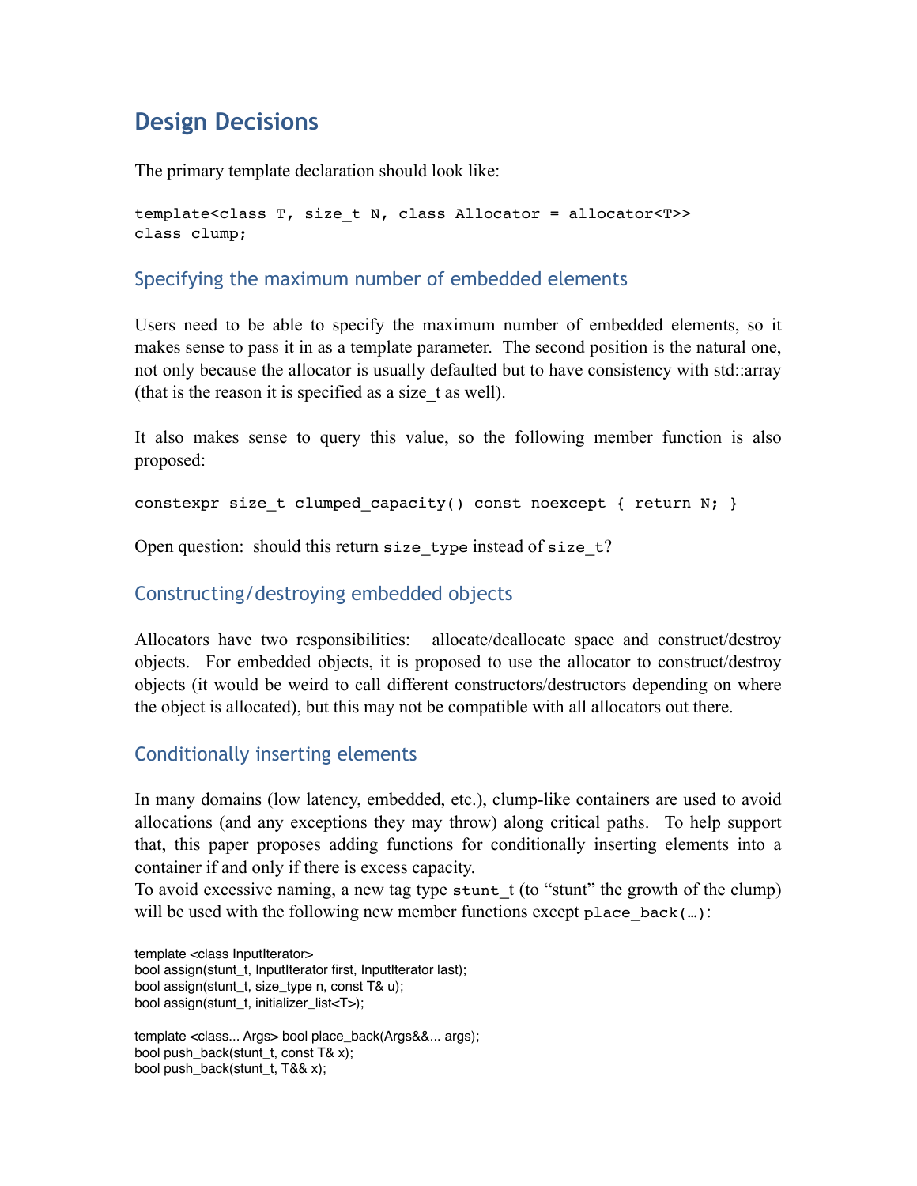# Design Decisions

The primary template declaration should look like:

```
template<class T, size_t N, class Allocator = allocator<T>>
class clump;
```

## Specifying the maximum number of embedded elements

Users need to be able to specify the maximum number of embedded elements, so it makes sense to pass it in as a template parameter. The second position is the natural one, not only because the allocator is usually defaulted but to have consistency with std::array (that is the reason it is specified as a size_t as well).

It also makes sense to query this value, so the following member function is also proposed:

```
constexpr size_t clumped_capacity() const noexcept { return N; }
```

Open question: should this return `size_type` instead of `size_t`?

## Constructing/destroying embedded objects

Allocators have two responsibilities: allocate/deallocate space and construct/destroy objects. For embedded objects, it is proposed to use the allocator to construct/destroy objects (it would be weird to call different constructors/destructors depending on where the object is allocated), but this may not be compatible with all allocators out there.

## Conditionally inserting elements

In many domains (low latency, embedded, etc.), clump-like containers are used to avoid allocations (and any exceptions they may throw) along critical paths. To help support that, this paper proposes adding functions for conditionally inserting elements into a container if and only if there is excess capacity.
To avoid excessive naming, a new tag type `stunt_t` (to "stunt" the growth of the clump) will be used with the following new member functions except `place_back(…)`:

```
template <class InputIterator>
bool assign(stunt_t, InputIterator first, InputIterator last);
bool assign(stunt_t, size_type n, const T& u);
bool assign(stunt_t, initializer_list<T>);

template <class... Args> bool place_back(Args&&... args);
bool push_back(stunt_t, const T& x);
bool push_back(stunt_t, T&& x);
```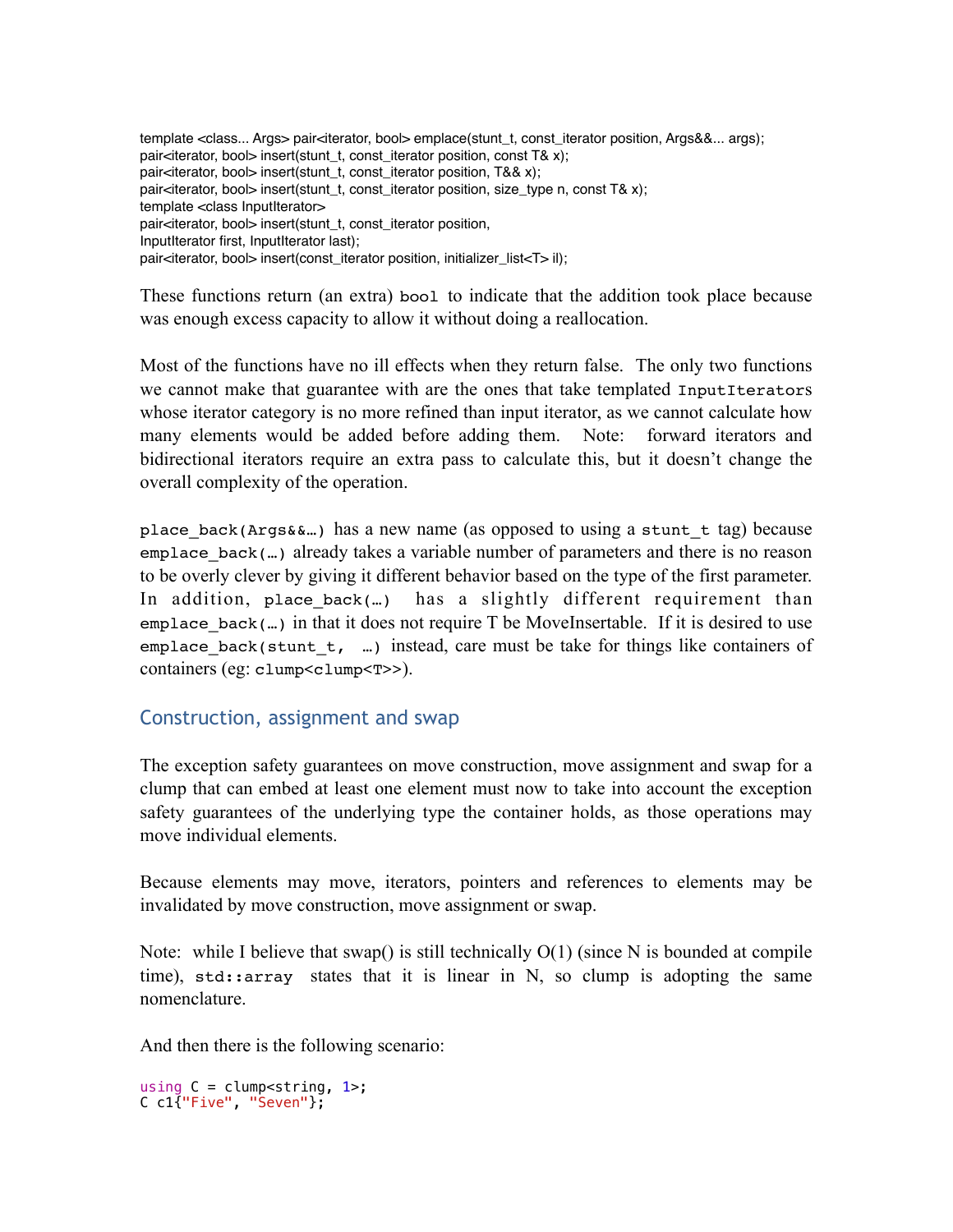```
template <class... Args> pair<iterator, bool> emplace(stunt_t, const_iterator position, Args&&... args);
pair<iterator, bool> insert(stunt_t, const_iterator position, const T& x);
pair<iterator, bool> insert(stunt_t, const_iterator position, T&& x);
pair<iterator, bool> insert(stunt_t, const_iterator position, size_type n, const T& x);
template <class InputIterator>
pair<iterator, bool> insert(stunt_t, const_iterator position,
InputIterator first, InputIterator last);
pair<iterator, bool> insert(const_iterator position, initializer_list<T> il);
```

These functions return (an extra) `bool` to indicate that the addition took place because was enough excess capacity to allow it without doing a reallocation.

Most of the functions have no ill effects when they return false. The only two functions we cannot make that guarantee with are the ones that take templated `InputIterators` whose iterator category is no more refined than input iterator, as we cannot calculate how many elements would be added before adding them. Note: forward iterators and bidirectional iterators require an extra pass to calculate this, but it doesn't change the overall complexity of the operation.

`place_back(Args&&…)` has a new name (as opposed to using a `stunt_t` tag) because `emplace_back(…)` already takes a variable number of parameters and there is no reason to be overly clever by giving it different behavior based on the type of the first parameter. In addition, `place_back(…)` has a slightly different requirement than `emplace_back(…)` in that it does not require T be MoveInsertable. If it is desired to use `emplace_back(stunt_t, …)` instead, care must be take for things like containers of containers (eg: `clump<clump<T>>`).

## Construction, assignment and swap

The exception safety guarantees on move construction, move assignment and swap for a clump that can embed at least one element must now to take into account the exception safety guarantees of the underlying type the container holds, as those operations may move individual elements.

Because elements may move, iterators, pointers and references to elements may be invalidated by move construction, move assignment or swap.

Note: while I believe that swap() is still technically O(1) (since N is bounded at compile time), `std::array` states that it is linear in N, so clump is adopting the same nomenclature.

And then there is the following scenario:

```
using C = clump<string, 1>;
C c1{"Five", "Seven"};
```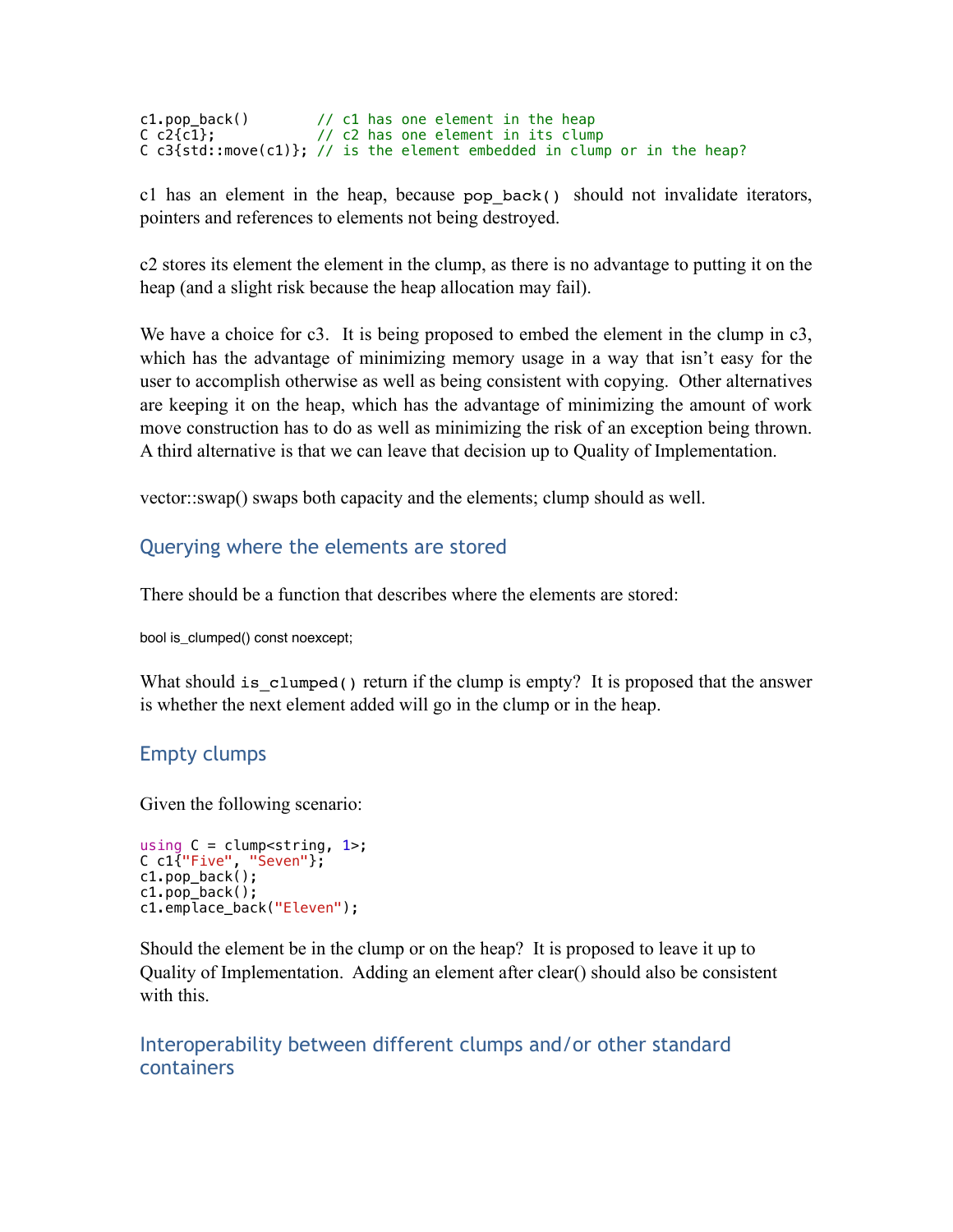```
c1.pop_back()        // c1 has one element in the heap
C c2{c1};            // c2 has one element in its clump
C c3{std::move(c1)}; // is the element embedded in clump or in the heap?
```

c1 has an element in the heap, because `pop_back()` should not invalidate iterators, pointers and references to elements not being destroyed.

c2 stores its element the element in the clump, as there is no advantage to putting it on the heap (and a slight risk because the heap allocation may fail).

We have a choice for c3. It is being proposed to embed the element in the clump in c3, which has the advantage of minimizing memory usage in a way that isn't easy for the user to accomplish otherwise as well as being consistent with copying. Other alternatives are keeping it on the heap, which has the advantage of minimizing the amount of work move construction has to do as well as minimizing the risk of an exception being thrown. A third alternative is that we can leave that decision up to Quality of Implementation.

vector::swap() swaps both capacity and the elements; clump should as well.

## Querying where the elements are stored

There should be a function that describes where the elements are stored:

```
bool is_clumped() const noexcept;
```

What should `is_clumped()` return if the clump is empty? It is proposed that the answer is whether the next element added will go in the clump or in the heap.

## Empty clumps

Given the following scenario:

```
using C = clump<string, 1>;
C c1{"Five", "Seven"};
c1.pop_back();
c1.pop_back();
c1.emplace_back("Eleven");
```

Should the element be in the clump or on the heap? It is proposed to leave it up to Quality of Implementation. Adding an element after clear() should also be consistent with this.

## Interoperability between different clumps and/or other standard containers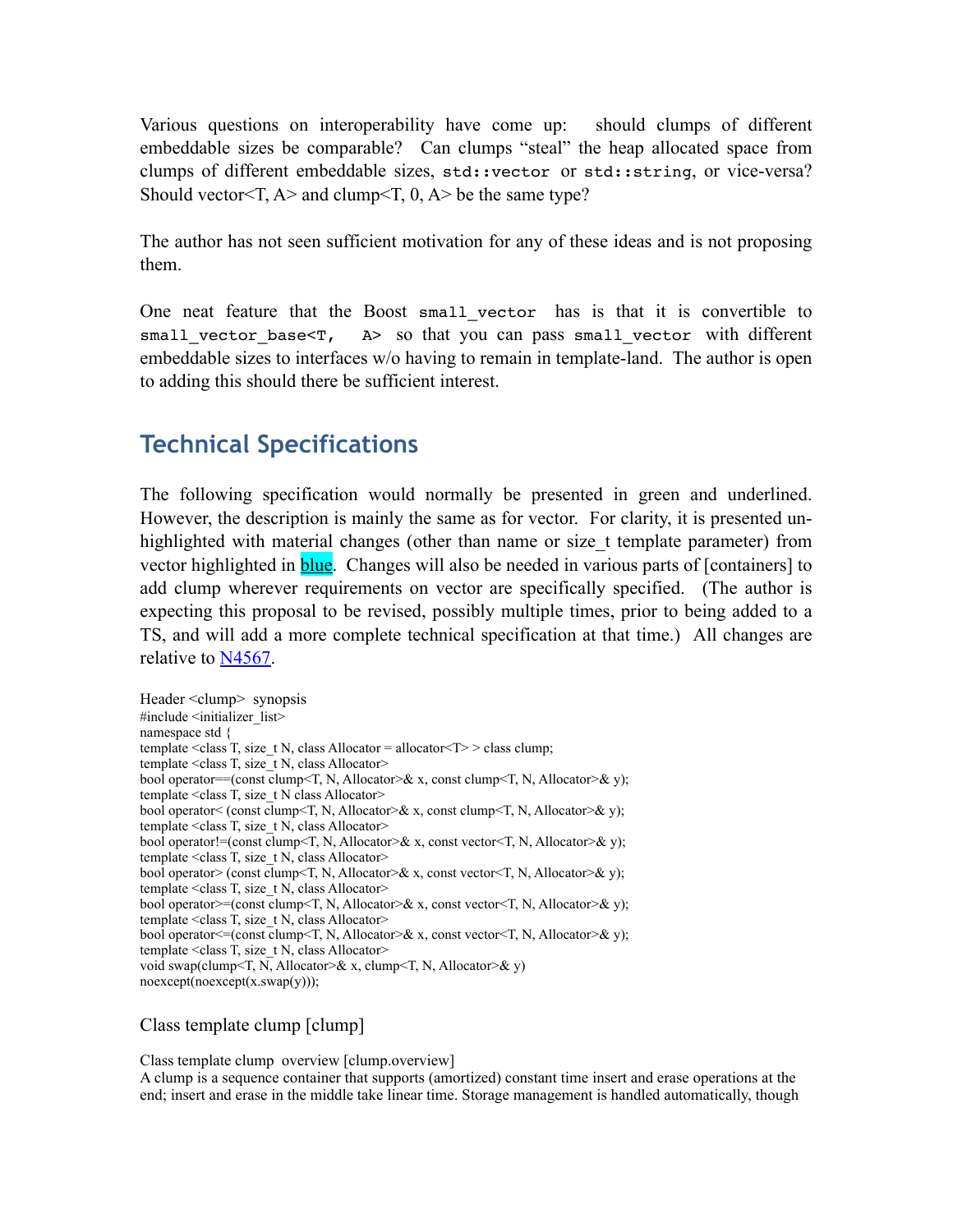Various questions on interoperability have come up: should clumps of different embeddable sizes be comparable? Can clumps "steal" the heap allocated space from clumps of different embeddable sizes, `std::vector` or `std::string`, or vice-versa? Should vector<T, A> and clump<T, 0, A> be the same type?

The author has not seen sufficient motivation for any of these ideas and is not proposing them.

One neat feature that the Boost `small_vector` has is that it is convertible to `small_vector_base<T, A>` so that you can pass `small_vector` with different embeddable sizes to interfaces w/o having to remain in template-land. The author is open to adding this should there be sufficient interest.

## Technical Specifications

The following specification would normally be presented in green and underlined. However, the description is mainly the same as for vector. For clarity, it is presented un-highlighted with material changes (other than name or size_t template parameter) from vector highlighted in blue. Changes will also be needed in various parts of [containers] to add clump wherever requirements on vector are specifically specified. (The author is expecting this proposal to be revised, possibly multiple times, prior to being added to a TS, and will add a more complete technical specification at that time.) All changes are relative to N4567.

Header <clump> synopsis

```
#include <initializer_list>
namespace std {
template <class T, size_t N, class Allocator = allocator<T> > class clump;
template <class T, size_t N, class Allocator>
bool operator==(const clump<T, N, Allocator>& x, const clump<T, N, Allocator>& y);
template <class T, size_t N class Allocator>
bool operator< (const clump<T, N, Allocator>& x, const clump<T, N, Allocator>& y);
template <class T, size_t N, class Allocator>
bool operator!=(const clump<T, N, Allocator>& x, const vector<T, N, Allocator>& y);
template <class T, size_t N, class Allocator>
bool operator> (const clump<T, N, Allocator>& x, const vector<T, N, Allocator>& y);
template <class T, size_t N, class Allocator>
bool operator>=(const clump<T, N, Allocator>& x, const vector<T, N, Allocator>& y);
template <class T, size_t N, class Allocator>
bool operator<=(const clump<T, N, Allocator>& x, const vector<T, N, Allocator>& y);
template <class T, size_t N, class Allocator>
void swap(clump<T, N, Allocator>& x, clump<T, N, Allocator>& y)
noexcept(noexcept(x.swap(y)));
```

### Class template clump [clump]

Class template clump overview [clump.overview]

A clump is a sequence container that supports (amortized) constant time insert and erase operations at the end; insert and erase in the middle take linear time. Storage management is handled automatically, though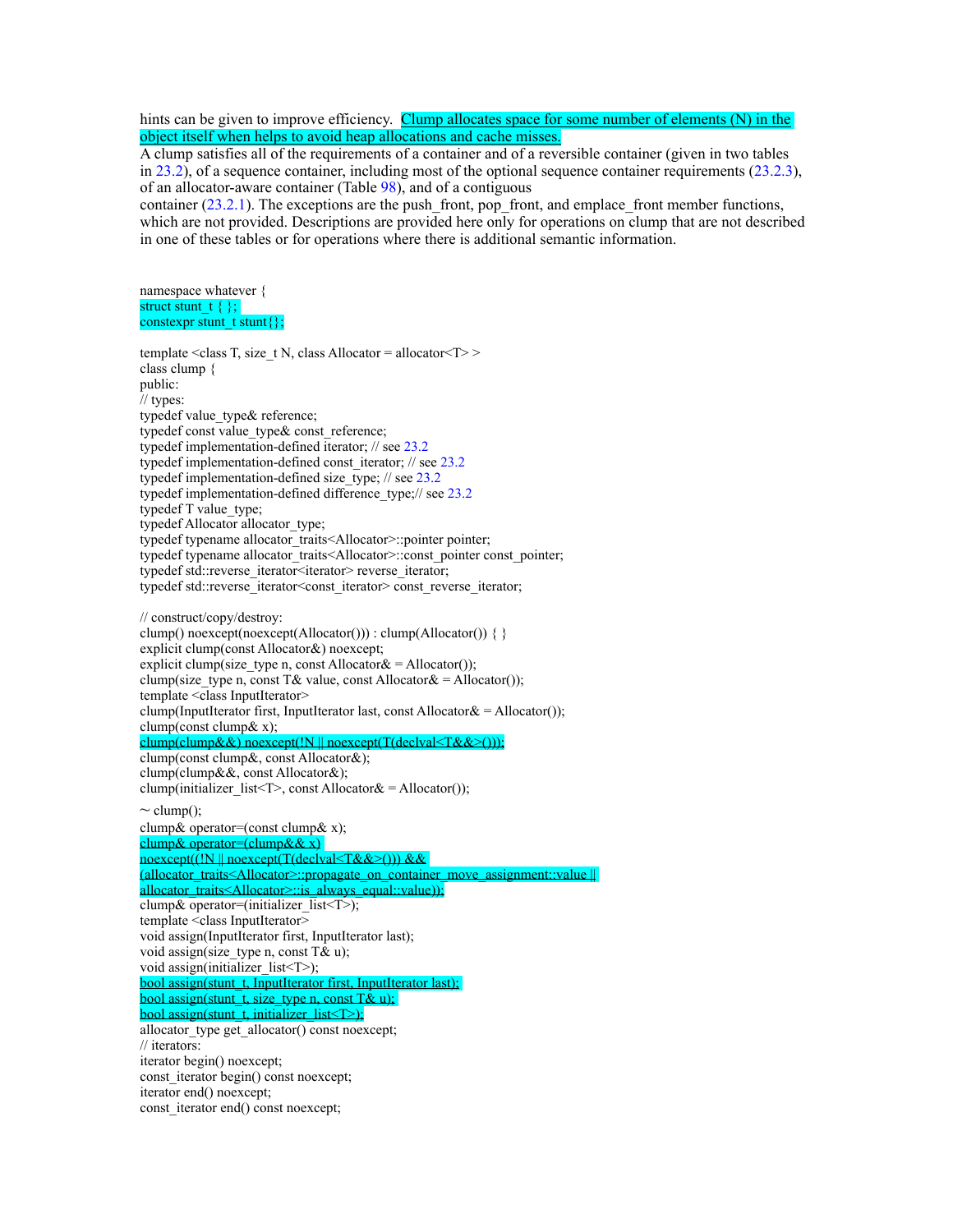hints can be given to improve efficiency. Clump allocates space for some number of elements (N) in the object itself when helps to avoid heap allocations and cache misses.

A clump satisfies all of the requirements of a container and of a reversible container (given in two tables in 23.2), of a sequence container, including most of the optional sequence container requirements (23.2.3), of an allocator-aware container (Table 98), and of a contiguous container (23.2.1). The exceptions are the push_front, pop_front, and emplace_front member functions, which are not provided. Descriptions are provided here only for operations on clump that are not described in one of these tables or for operations where there is additional semantic information.

```
namespace whatever {
struct stunt_t { };
constexpr stunt_t stunt{};

template <class T, size_t N, class Allocator = allocator<T> >
class clump {
public:
// types:
typedef value_type& reference;
typedef const value_type& const_reference;
typedef implementation-defined iterator; // see 23.2
typedef implementation-defined const_iterator; // see 23.2
typedef implementation-defined size_type; // see 23.2
typedef implementation-defined difference_type;// see 23.2
typedef T value_type;
typedef Allocator allocator_type;
typedef typename allocator_traits<Allocator>::pointer pointer;
typedef typename allocator_traits<Allocator>::const_pointer const_pointer;
typedef std::reverse_iterator<iterator> reverse_iterator;
typedef std::reverse_iterator<const_iterator> const_reverse_iterator;

// construct/copy/destroy:
clump() noexcept(noexcept(Allocator())) : clump(Allocator()) { }
explicit clump(const Allocator&) noexcept;
explicit clump(size_type n, const Allocator& = Allocator());
clump(size_type n, const T& value, const Allocator& = Allocator());
template <class InputIterator>
clump(InputIterator first, InputIterator last, const Allocator& = Allocator());
clump(const clump& x);
clump(clump&&) noexcept(!N || noexcept(T(declval<T&&>()));
clump(const clump&, const Allocator&);
clump(clump&&, const Allocator&);
clump(initializer_list<T>, const Allocator& = Allocator());
~ clump();
clump& operator=(const clump& x);
clump& operator=(clump&& x)
noexcept((!N || noexcept(T(declval<T&&>())) &&
(allocator_traits<Allocator>::propagate_on_container_move_assignment::value ||
allocator_traits<Allocator>::is_always_equal::value));
clump& operator=(initializer_list<T>);
template <class InputIterator>
void assign(InputIterator first, InputIterator last);
void assign(size_type n, const T& u);
void assign(initializer_list<T>);
bool assign(stunt_t, InputIterator first, InputIterator last);
bool assign(stunt_t, size_type n, const T& u);
bool assign(stunt_t, initializer_list<T>);
allocator_type get_allocator() const noexcept;
// iterators:
iterator begin() noexcept;
const_iterator begin() const noexcept;
iterator end() noexcept;
const_iterator end() const noexcept;
```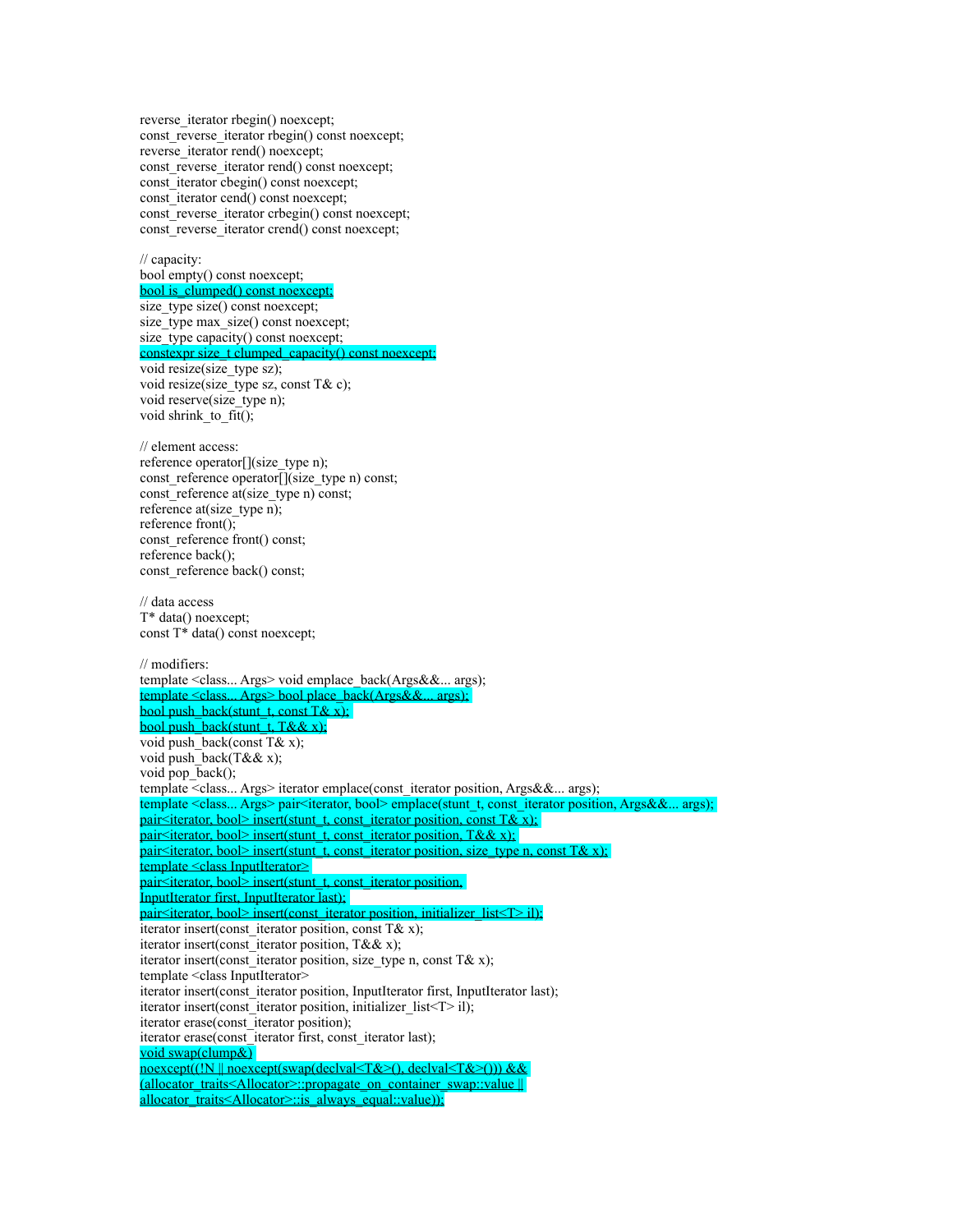```
reverse_iterator rbegin() noexcept;
const_reverse_iterator rbegin() const noexcept;
reverse_iterator rend() noexcept;
const_reverse_iterator rend() const noexcept;
const_iterator cbegin() const noexcept;
const_iterator cend() const noexcept;
const_reverse_iterator crbegin() const noexcept;
const_reverse_iterator crend() const noexcept;

// capacity:
bool empty() const noexcept;
bool is_clumped() const noexcept;
size_type size() const noexcept;
size_type max_size() const noexcept;
size_type capacity() const noexcept;
constexpr size_t clumped_capacity() const noexcept;
void resize(size_type sz);
void resize(size_type sz, const T& c);
void reserve(size_type n);
void shrink_to_fit();

// element access:
reference operator[](size_type n);
const_reference operator[](size_type n) const;
const_reference at(size_type n) const;
reference at(size_type n);
reference front();
const_reference front() const;
reference back();
const_reference back() const;

// data access
T* data() noexcept;
const T* data() const noexcept;

// modifiers:
template <class... Args> void emplace_back(Args&&... args);
template <class... Args> bool place_back(Args&&... args);
bool push_back(stunt_t, const T& x);
bool push_back(stunt_t, T&& x);
void push_back(const T& x);
void push_back(T&& x);
void pop_back();
template <class... Args> iterator emplace(const_iterator position, Args&&... args);
template <class... Args> pair<iterator, bool> emplace(stunt_t, const_iterator position, Args&&... args);
pair<iterator, bool> insert(stunt_t, const_iterator position, const T& x);
pair<iterator, bool> insert(stunt_t, const_iterator position, T&& x);
pair<iterator, bool> insert(stunt_t, const_iterator position, size_type n, const T& x);
template <class InputIterator>
pair<iterator, bool> insert(stunt_t, const_iterator position,
InputIterator first, InputIterator last);
pair<iterator, bool> insert(const_iterator position, initializer_list<T> il);
iterator insert(const_iterator position, const T& x);
iterator insert(const_iterator position, T&& x);
iterator insert(const_iterator position, size_type n, const T& x);
template <class InputIterator>
iterator insert(const_iterator position, InputIterator first, InputIterator last);
iterator insert(const_iterator position, initializer_list<T> il);
iterator erase(const_iterator position);
iterator erase(const_iterator first, const_iterator last);
void swap(clump&)
noexcept((!N || noexcept(swap(declval<T&>(), declval<T&>())) &&
(allocator_traits<Allocator>::propagate_on_container_swap::value ||
allocator_traits<Allocator>::is_always_equal::value));
```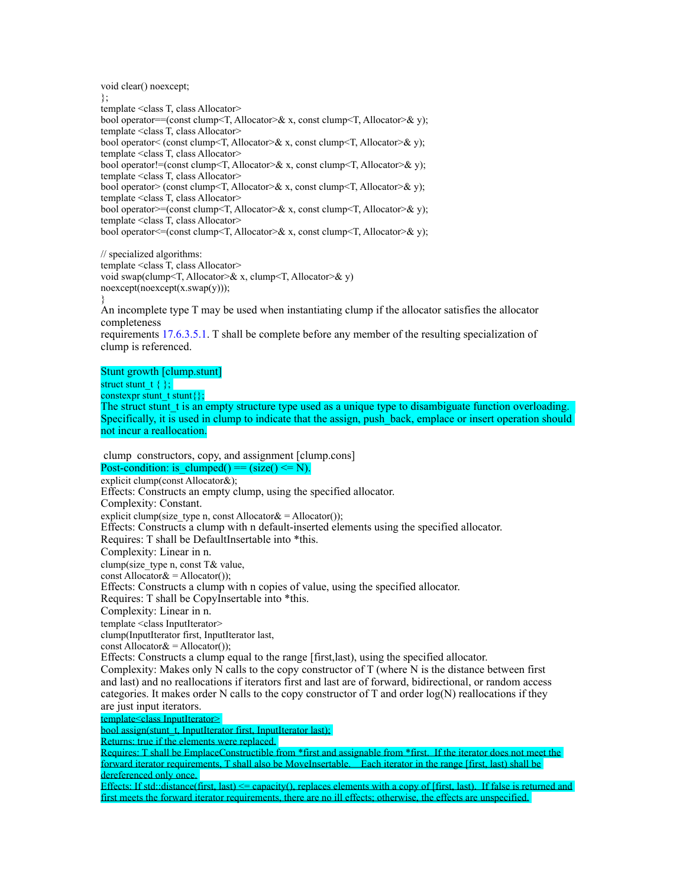```
void clear() noexcept;
};
template <class T, class Allocator>
bool operator==(const clump<T, Allocator>& x, const clump<T, Allocator>& y);
template <class T, class Allocator>
bool operator< (const clump<T, Allocator>& x, const clump<T, Allocator>& y);
template <class T, class Allocator>
bool operator!=(const clump<T, Allocator>& x, const clump<T, Allocator>& y);
template <class T, class Allocator>
bool operator> (const clump<T, Allocator>& x, const clump<T, Allocator>& y);
template <class T, class Allocator>
bool operator>=(const clump<T, Allocator>& x, const clump<T, Allocator>& y);
template <class T, class Allocator>
bool operator<=(const clump<T, Allocator>& x, const clump<T, Allocator>& y);

// specialized algorithms:
template <class T, class Allocator>
void swap(clump<T, Allocator>& x, clump<T, Allocator>& y)
noexcept(noexcept(x.swap(y)));
}
```

An incomplete type T may be used when instantiating clump if the allocator satisfies the allocator completeness requirements 17.6.3.5.1. T shall be complete before any member of the resulting specialization of clump is referenced.

Stunt growth [clump.stunt]

```
struct stunt_t { };
constexpr stunt_t stunt{};
```

The struct stunt_t is an empty structure type used as a unique type to disambiguate function overloading. Specifically, it is used in clump to indicate that the assign, push_back, emplace or insert operation should not incur a reallocation.

clump constructors, copy, and assignment [clump.cons]

Post-condition: is_clumped() == (size() <= N).

```
explicit clump(const Allocator&);
```

Effects: Constructs an empty clump, using the specified allocator.

Complexity: Constant.

```
explicit clump(size_type n, const Allocator& = Allocator());
```

Effects: Constructs a clump with n default-inserted elements using the specified allocator.

Requires: T shall be DefaultInsertable into *this.

Complexity: Linear in n.

```
clump(size_type n, const T& value,
const Allocator& = Allocator());
```

Effects: Constructs a clump with n copies of value, using the specified allocator.

Requires: T shall be CopyInsertable into *this.

Complexity: Linear in n.

```
template <class InputIterator>
clump(InputIterator first, InputIterator last,
const Allocator& = Allocator());
```

Effects: Constructs a clump equal to the range [first,last), using the specified allocator.

Complexity: Makes only N calls to the copy constructor of T (where N is the distance between first and last) and no reallocations if iterators first and last are of forward, bidirectional, or random access categories. It makes order N calls to the copy constructor of T and order log(N) reallocations if they are just input iterators.

```
template<class InputIterator>
bool assign(stunt_t, InputIterator first, InputIterator last);
```

Returns: true if the elements were replaced.

Requires: T shall be EmplaceConstructible from *first and assignable from *first. If the iterator does not meet the forward iterator requirements, T shall also be MoveInsertable. Each iterator in the range [first, last) shall be dereferenced only once.

Effects: If std::distance(first, last) <= capacity(), replaces elements with a copy of [first, last). If false is returned and first meets the forward iterator requirements, there are no ill effects; otherwise, the effects are unspecified.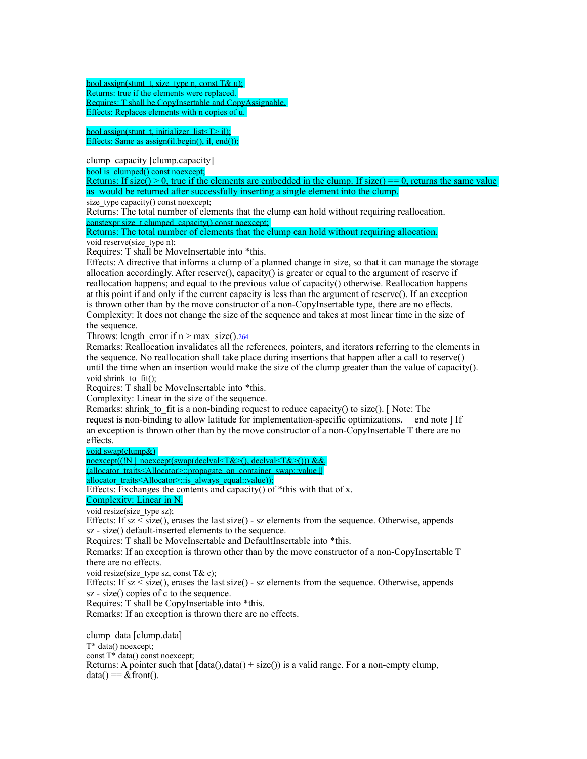bool assign(stunt_t, size_type n, const T& u);
Returns: true if the elements were replaced.
Requires: T shall be CopyInsertable and CopyAssignable.
Effects: Replaces elements with n copies of u.

bool assign(stunt_t, initializer_list<T> il);
Effects: Same as assign(il.begin(), il, end());

clump capacity [clump.capacity]

bool is_clumped() const noexcept;
Returns: If size() > 0, true if the elements are embedded in the clump. If size() == 0, returns the same value as would be returned after successfully inserting a single element into the clump.

size_type capacity() const noexcept;
Returns: The total number of elements that the clump can hold without requiring reallocation.

constexpr size_t clumped_capacity() const noexcept;
Returns: The total number of elements that the clump can hold without requiring allocation.

void reserve(size_type n);
Requires: T shall be MoveInsertable into *this.
Effects: A directive that informs a clump of a planned change in size, so that it can manage the storage allocation accordingly. After reserve(), capacity() is greater or equal to the argument of reserve if reallocation happens; and equal to the previous value of capacity() otherwise. Reallocation happens at this point if and only if the current capacity is less than the argument of reserve(). If an exception is thrown other than by the move constructor of a non-CopyInsertable type, there are no effects.
Complexity: It does not change the size of the sequence and takes at most linear time in the size of the sequence.
Throws: length_error if n > max_size().[264]
Remarks: Reallocation invalidates all the references, pointers, and iterators referring to the elements in the sequence. No reallocation shall take place during insertions that happen after a call to reserve() until the time when an insertion would make the size of the clump greater than the value of capacity().

void shrink_to_fit();
Requires: T shall be MoveInsertable into *this.
Complexity: Linear in the size of the sequence.
Remarks: shrink_to_fit is a non-binding request to reduce capacity() to size(). [ Note: The request is non-binding to allow latitude for implementation-specific optimizations. —end note ] If an exception is thrown other than by the move constructor of a non-CopyInsertable T there are no effects.

void swap(clump&)
noexcept((!N || noexcept(swap(declval<T&>(), declval<T&>())) &&
(allocator_traits<Allocator>::propagate_on_container_swap::value ||
allocator_traits<Allocator>::is_always_equal::value));
Effects: Exchanges the contents and capacity() of *this with that of x.
Complexity: Linear in N.

void resize(size_type sz);
Effects: If sz < size(), erases the last size() - sz elements from the sequence. Otherwise, appends sz - size() default-inserted elements to the sequence.
Requires: T shall be MoveInsertable and DefaultInsertable into *this.
Remarks: If an exception is thrown other than by the move constructor of a non-CopyInsertable T there are no effects.

void resize(size_type sz, const T& c);
Effects: If sz < size(), erases the last size() - sz elements from the sequence. Otherwise, appends sz - size() copies of c to the sequence.
Requires: T shall be CopyInsertable into *this.
Remarks: If an exception is thrown there are no effects.

clump data [clump.data]

T* data() noexcept;
const T* data() const noexcept;
Returns: A pointer such that [data(),data() + size()) is a valid range. For a non-empty clump, data() == &front().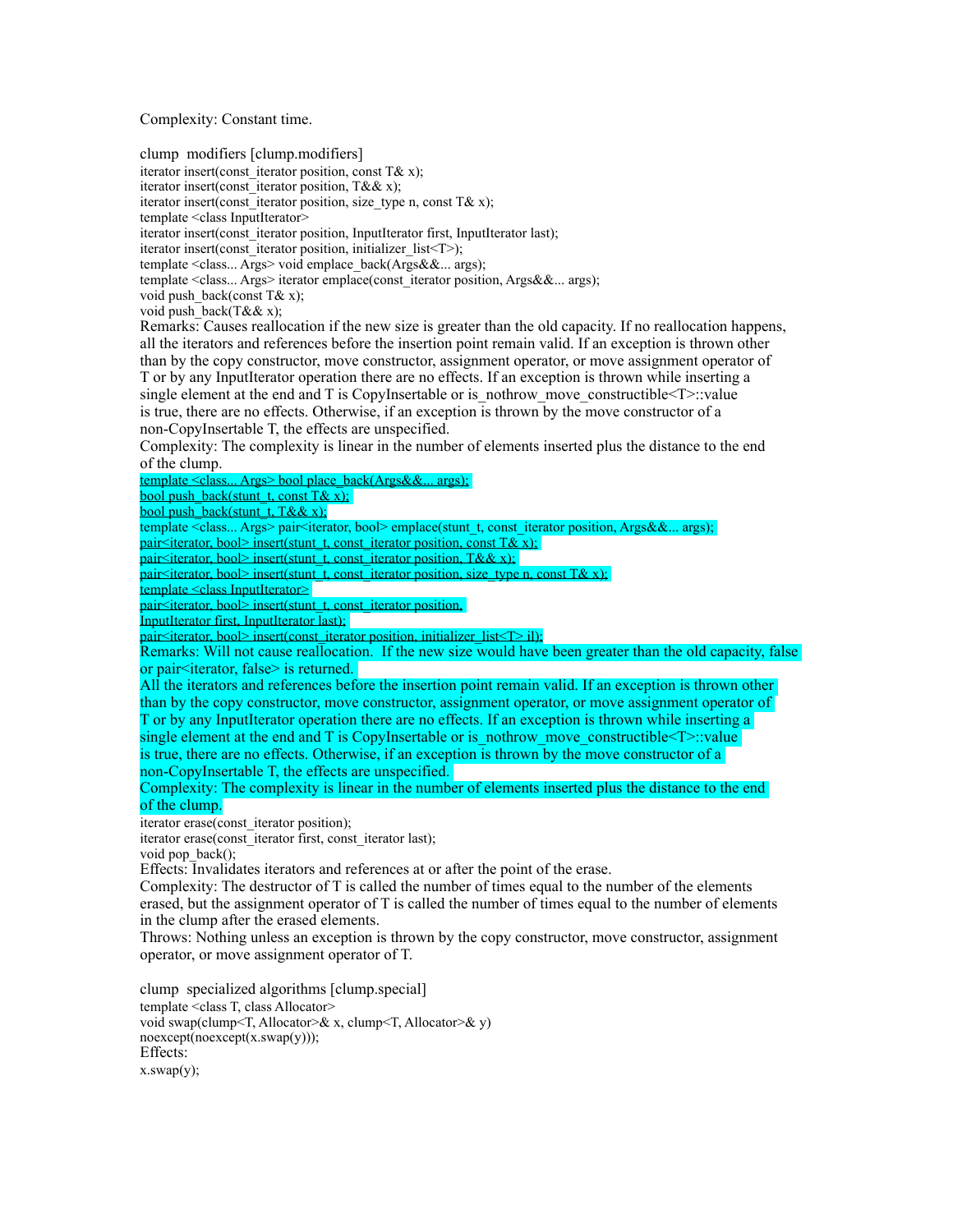Complexity: Constant time.

clump modifiers [clump.modifiers]

```
iterator insert(const_iterator position, const T& x);
iterator insert(const_iterator position, T&& x);
iterator insert(const_iterator position, size_type n, const T& x);
template <class InputIterator>
iterator insert(const_iterator position, InputIterator first, InputIterator last);
iterator insert(const_iterator position, initializer_list<T>);
template <class... Args> void emplace_back(Args&&... args);
template <class... Args> iterator emplace(const_iterator position, Args&&... args);
void push_back(const T& x);
void push_back(T&& x);
```

Remarks: Causes reallocation if the new size is greater than the old capacity. If no reallocation happens, all the iterators and references before the insertion point remain valid. If an exception is thrown other than by the copy constructor, move constructor, assignment operator, or move assignment operator of T or by any InputIterator operation there are no effects. If an exception is thrown while inserting a single element at the end and T is CopyInsertable or is_nothrow_move_constructible<T>::value is true, there are no effects. Otherwise, if an exception is thrown by the move constructor of a non-CopyInsertable T, the effects are unspecified.

Complexity: The complexity is linear in the number of elements inserted plus the distance to the end of the clump.

```
template <class... Args> bool place_back(Args&&... args);
bool push_back(stunt_t, const T& x);
bool push_back(stunt_t, T&& x);
template <class... Args> pair<iterator, bool> emplace(stunt_t, const_iterator position, Args&&... args);
pair<iterator, bool> insert(stunt_t, const_iterator position, const T& x);
pair<iterator, bool> insert(stunt_t, const_iterator position, T&& x);
pair<iterator, bool> insert(stunt_t, const_iterator position, size_type n, const T& x);
template <class InputIterator>
pair<iterator, bool> insert(stunt_t, const_iterator position,
InputIterator first, InputIterator last);
pair<iterator, bool> insert(const_iterator position, initializer_list<T> il);
```

Remarks: Will not cause reallocation. If the new size would have been greater than the old capacity, false or pair<iterator, false> is returned.

All the iterators and references before the insertion point remain valid. If an exception is thrown other than by the copy constructor, move constructor, assignment operator, or move assignment operator of T or by any InputIterator operation there are no effects. If an exception is thrown while inserting a single element at the end and T is CopyInsertable or is_nothrow_move_constructible<T>::value is true, there are no effects. Otherwise, if an exception is thrown by the move constructor of a non-CopyInsertable T, the effects are unspecified.

Complexity: The complexity is linear in the number of elements inserted plus the distance to the end of the clump.

```
iterator erase(const_iterator position);
iterator erase(const_iterator first, const_iterator last);
void pop_back();
```

Effects: Invalidates iterators and references at or after the point of the erase.

Complexity: The destructor of T is called the number of times equal to the number of the elements erased, but the assignment operator of T is called the number of times equal to the number of elements in the clump after the erased elements.

Throws: Nothing unless an exception is thrown by the copy constructor, move constructor, assignment operator, or move assignment operator of T.

clump specialized algorithms [clump.special]

```
template <class T, class Allocator>
void swap(clump<T, Allocator>& x, clump<T, Allocator>& y)
noexcept(noexcept(x.swap(y)));
```

Effects:

```
x.swap(y);
```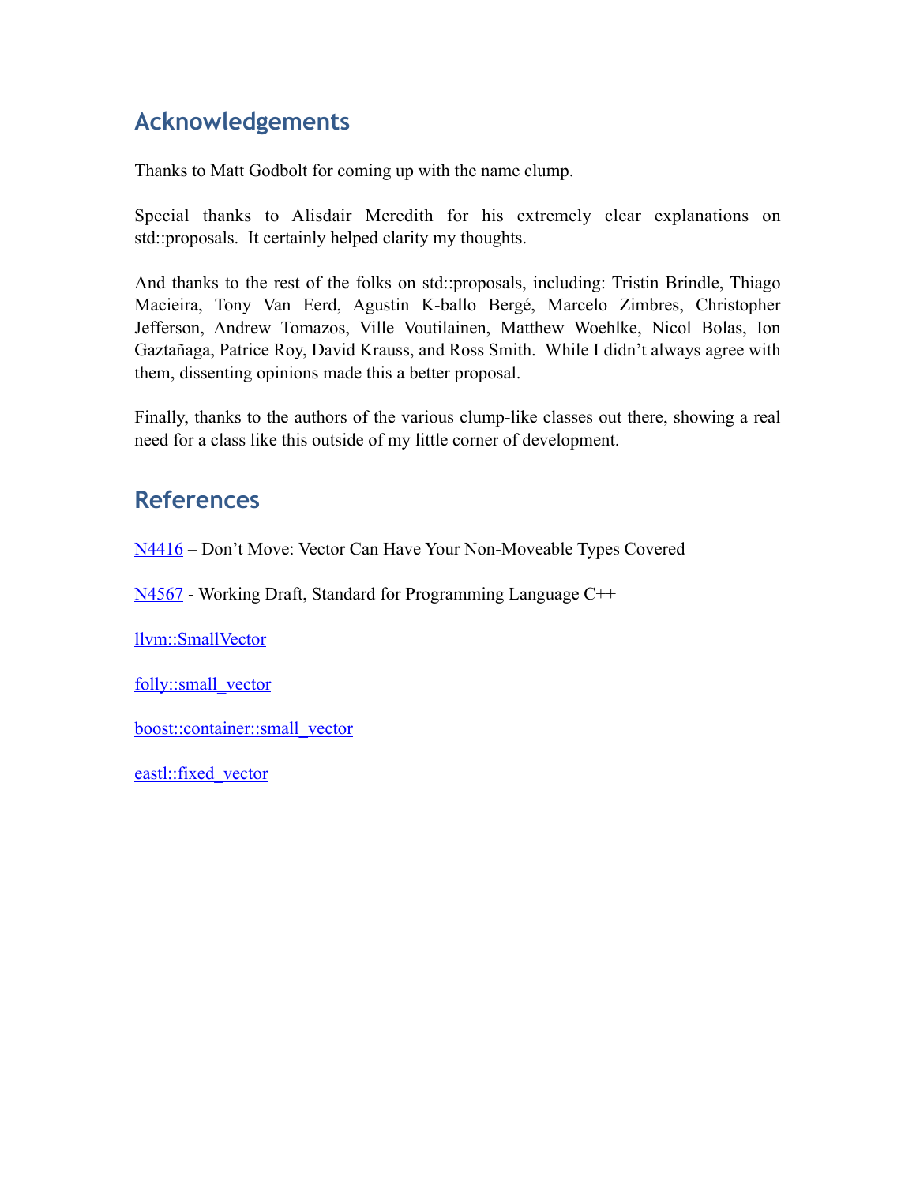## Acknowledgements

Thanks to Matt Godbolt for coming up with the name clump.

Special thanks to Alisdair Meredith for his extremely clear explanations on std::proposals. It certainly helped clarity my thoughts.

And thanks to the rest of the folks on std::proposals, including: Tristin Brindle, Thiago Macieira, Tony Van Eerd, Agustin K-ballo Bergé, Marcelo Zimbres, Christopher Jefferson, Andrew Tomazos, Ville Voutilainen, Matthew Woehlke, Nicol Bolas, Ion Gaztañaga, Patrice Roy, David Krauss, and Ross Smith. While I didn't always agree with them, dissenting opinions made this a better proposal.

Finally, thanks to the authors of the various clump-like classes out there, showing a real need for a class like this outside of my little corner of development.

## References

N4416 – Don't Move: Vector Can Have Your Non-Moveable Types Covered

N4567 - Working Draft, Standard for Programming Language C++

llvm::SmallVector

folly::small_vector

boost::container::small_vector

eastl::fixed_vector